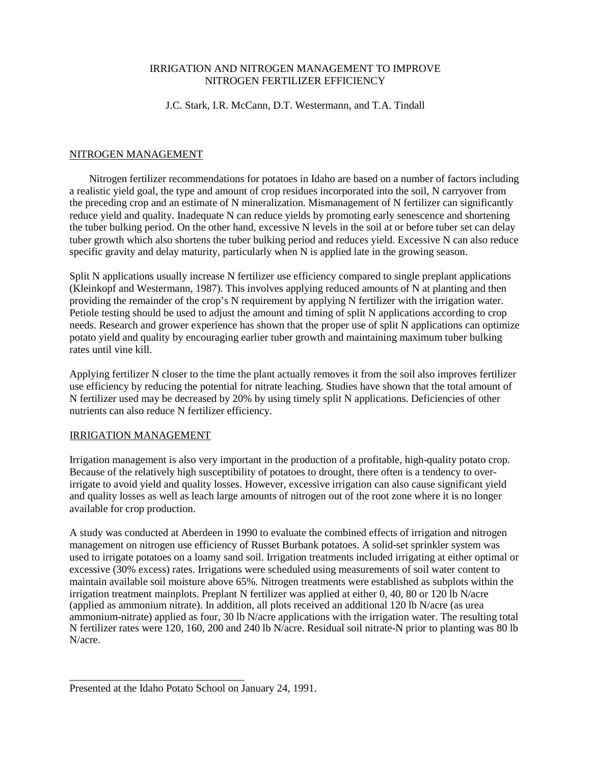# IRRIGATION AND NITROGEN MANAGEMENT TO IMPROVE NITROGEN FERTILIZER EFFICIENCY

J.C. Stark, I.R. McCann, D.T. Westermann, and T.A. Tindall

## NITROGEN MANAGEMENT

Nitrogen fertilizer recommendations for potatoes in Idaho are based on a number of factors including a realistic yield goal, the type and amount of crop residues incorporated into the soil, N carryover from the preceding crop and an estimate of N mineralization. Mismanagement of N fertilizer can significantly reduce yield and quality. Inadequate N can reduce yields by promoting early senescence and shortening the tuber bulking period. On the other hand, excessive N levels in the soil at or before tuber set can delay tuber growth which also shortens the tuber bulking period and reduces yield. Excessive N can also reduce specific gravity and delay maturity, particularly when N is applied late in the growing season.

Split N applications usually increase N fertilizer use efficiency compared to single preplant applications (Kleinkopf and Westermann, 1987). This involves applying reduced amounts of N at planting and then providing the remainder of the crop's N requirement by applying N fertilizer with the irrigation water. Petiole testing should be used to adjust the amount and timing of split N applications according to crop needs. Research and grower experience has shown that the proper use of split N applications can optimize potato yield and quality by encouraging earlier tuber growth and maintaining maximum tuber bulking rates until vine kill.

Applying fertilizer N closer to the time the plant actually removes it from the soil also improves fertilizer use efficiency by reducing the potential for nitrate leaching. Studies have shown that the total amount of N fertilizer used may be decreased by 20% by using timely split N applications. Deficiencies of other nutrients can also reduce N fertilizer efficiency.

## IRRIGATION MANAGEMENT

Irrigation management is also very important in the production of a profitable, high-quality potato crop. Because of the relatively high susceptibility of potatoes to drought, there often is a tendency to over-irrigate to avoid yield and quality losses. However, excessive irrigation can also cause significant yield and quality losses as well as leach large amounts of nitrogen out of the root zone where it is no longer available for crop production.

A study was conducted at Aberdeen in 1990 to evaluate the combined effects of irrigation and nitrogen management on nitrogen use efficiency of Russet Burbank potatoes. A solid-set sprinkler system was used to irrigate potatoes on a loamy sand soil. Irrigation treatments included irrigating at either optimal or excessive (30% excess) rates. Irrigations were scheduled using measurements of soil water content to maintain available soil moisture above 65%. Nitrogen treatments were established as subplots within the irrigation treatment mainplots. Preplant N fertilizer was applied at either 0, 40, 80 or 120 lb N/acre (applied as ammonium nitrate). In addition, all plots received an additional 120 lb N/acre (as urea ammonium-nitrate) applied as four, 30 lb N/acre applications with the irrigation water. The resulting total N fertilizer rates were 120, 160, 200 and 240 lb N/acre. Residual soil nitrate-N prior to planting was 80 lb N/acre.

---

Presented at the Idaho Potato School on January 24, 1991.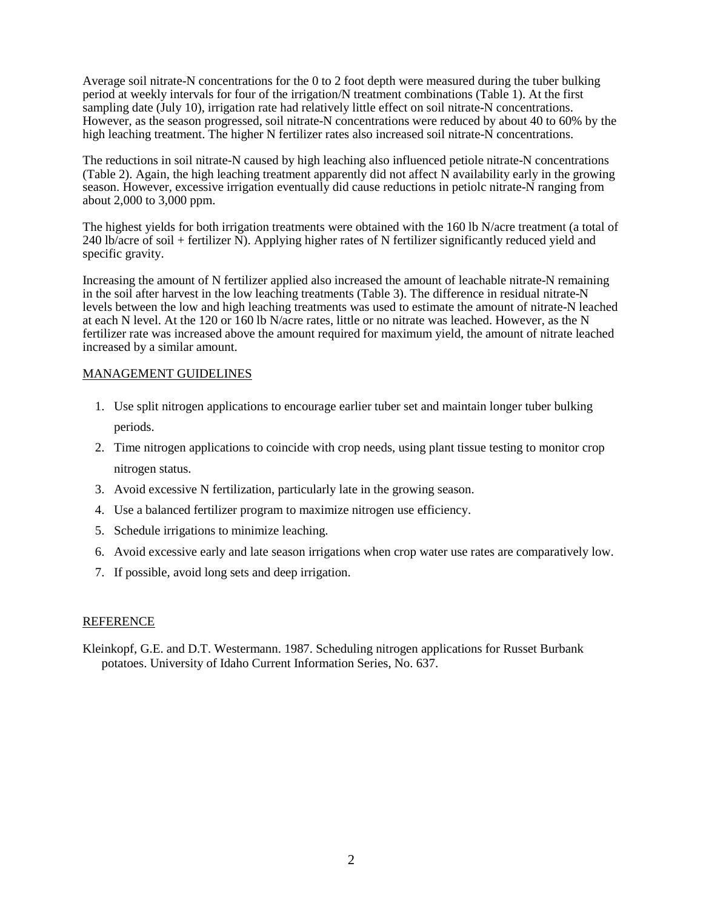Average soil nitrate-N concentrations for the 0 to 2 foot depth were measured during the tuber bulking period at weekly intervals for four of the irrigation/N treatment combinations (Table 1). At the first sampling date (July 10), irrigation rate had relatively little effect on soil nitrate-N concentrations. However, as the season progressed, soil nitrate-N concentrations were reduced by about 40 to 60% by the high leaching treatment. The higher N fertilizer rates also increased soil nitrate-N concentrations.

The reductions in soil nitrate-N caused by high leaching also influenced petiole nitrate-N concentrations (Table 2). Again, the high leaching treatment apparently did not affect N availability early in the growing season. However, excessive irrigation eventually did cause reductions in petiolc nitrate-N ranging from about 2,000 to 3,000 ppm.

The highest yields for both irrigation treatments were obtained with the 160 lb N/acre treatment (a total of 240 lb/acre of soil + fertilizer N). Applying higher rates of N fertilizer significantly reduced yield and specific gravity.

Increasing the amount of N fertilizer applied also increased the amount of leachable nitrate-N remaining in the soil after harvest in the low leaching treatments (Table 3). The difference in residual nitrate-N levels between the low and high leaching treatments was used to estimate the amount of nitrate-N leached at each N level. At the 120 or 160 lb N/acre rates, little or no nitrate was leached. However, as the N fertilizer rate was increased above the amount required for maximum yield, the amount of nitrate leached increased by a similar amount.

## MANAGEMENT GUIDELINES

1. Use split nitrogen applications to encourage earlier tuber set and maintain longer tuber bulking periods.
2. Time nitrogen applications to coincide with crop needs, using plant tissue testing to monitor crop nitrogen status.
3. Avoid excessive N fertilization, particularly late in the growing season.
4. Use a balanced fertilizer program to maximize nitrogen use efficiency.
5. Schedule irrigations to minimize leaching.
6. Avoid excessive early and late season irrigations when crop water use rates are comparatively low.
7. If possible, avoid long sets and deep irrigation.

## REFERENCE

Kleinkopf, G.E. and D.T. Westermann. 1987. Scheduling nitrogen applications for Russet Burbank potatoes. University of Idaho Current Information Series, No. 637.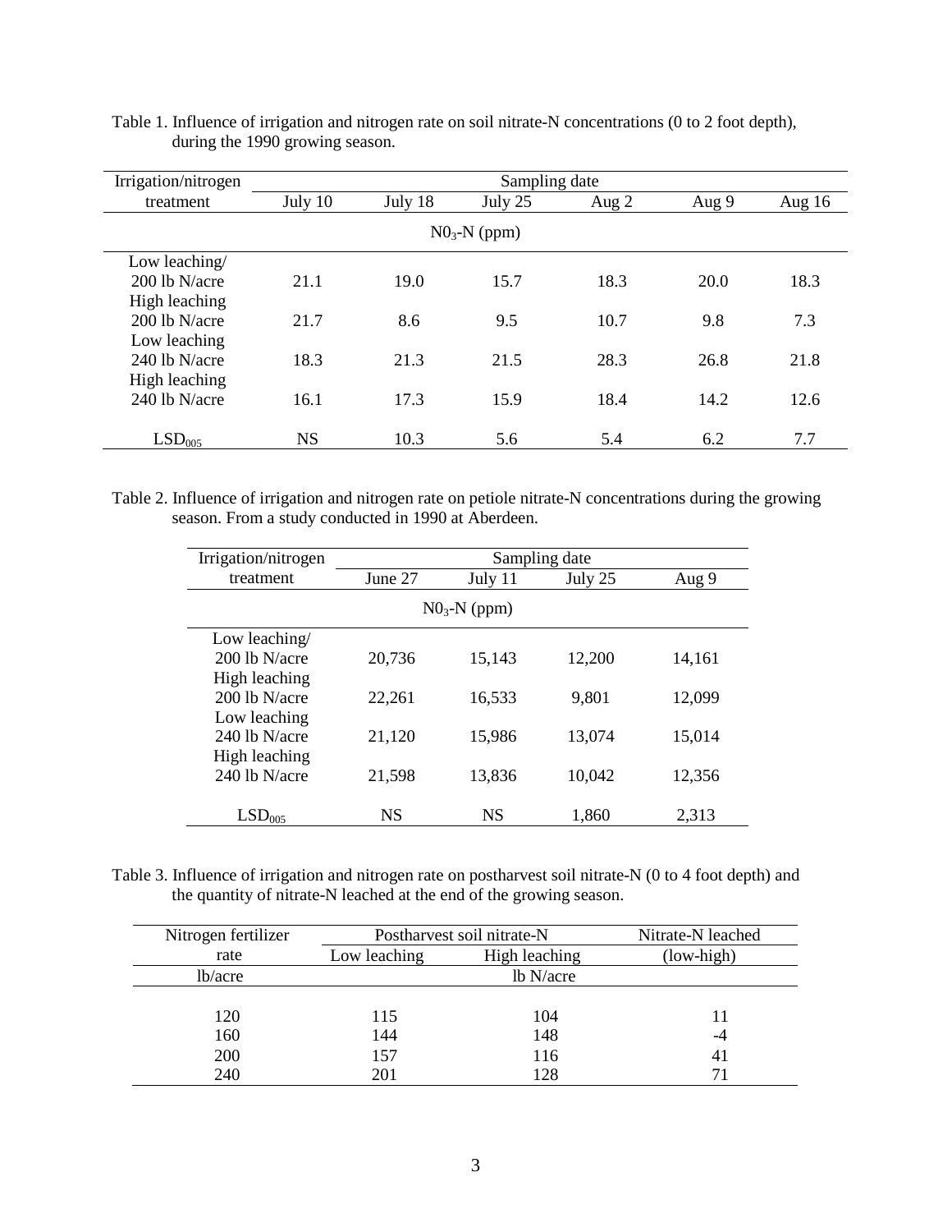Table 1. Influence of irrigation and nitrogen rate on soil nitrate-N concentrations (0 to 2 foot depth), during the 1990 growing season.

| Irrigation/nitrogen | Sampling date | | | | | |
|---|---|---|---|---|---|---|
| treatment | July 10 | July 18 | July 25 | Aug 2 | Aug 9 | Aug 16 |
| | $NO_3$-N (ppm) | | | | | |
| Low leaching/ 200 lb N/acre | 21.1 | 19.0 | 15.7 | 18.3 | 20.0 | 18.3 |
| High leaching 200 lb N/acre | 21.7 | 8.6 | 9.5 | 10.7 | 9.8 | 7.3 |
| Low leaching 240 lb N/acre | 18.3 | 21.3 | 21.5 | 28.3 | 26.8 | 21.8 |
| High leaching 240 lb N/acre | 16.1 | 17.3 | 15.9 | 18.4 | 14.2 | 12.6 |
| $LSD_{005}$ | NS | 10.3 | 5.6 | 5.4 | 6.2 | 7.7 |

Table 2. Influence of irrigation and nitrogen rate on petiole nitrate-N concentrations during the growing season. From a study conducted in 1990 at Aberdeen.

| Irrigation/nitrogen | Sampling date | | | |
|---|---|---|---|---|
| treatment | June 27 | July 11 | July 25 | Aug 9 |
| | $NO_3$-N (ppm) | | | |
| Low leaching/ 200 lb N/acre | 20,736 | 15,143 | 12,200 | 14,161 |
| High leaching 200 lb N/acre | 22,261 | 16,533 | 9,801 | 12,099 |
| Low leaching 240 lb N/acre | 21,120 | 15,986 | 13,074 | 15,014 |
| High leaching 240 lb N/acre | 21,598 | 13,836 | 10,042 | 12,356 |
| $LSD_{005}$ | NS | NS | 1,860 | 2,313 |

Table 3. Influence of irrigation and nitrogen rate on postharvest soil nitrate-N (0 to 4 foot depth) and the quantity of nitrate-N leached at the end of the growing season.

| Nitrogen fertilizer | Postharvest soil nitrate-N | | Nitrate-N leached |
|---|---|---|---|
| rate | Low leaching | High leaching | (low-high) |
| lb/acre | lb N/acre | | |
| 120 | 115 | 104 | 11 |
| 160 | 144 | 148 | -4 |
| 200 | 157 | 116 | 41 |
| 240 | 201 | 128 | 71 |